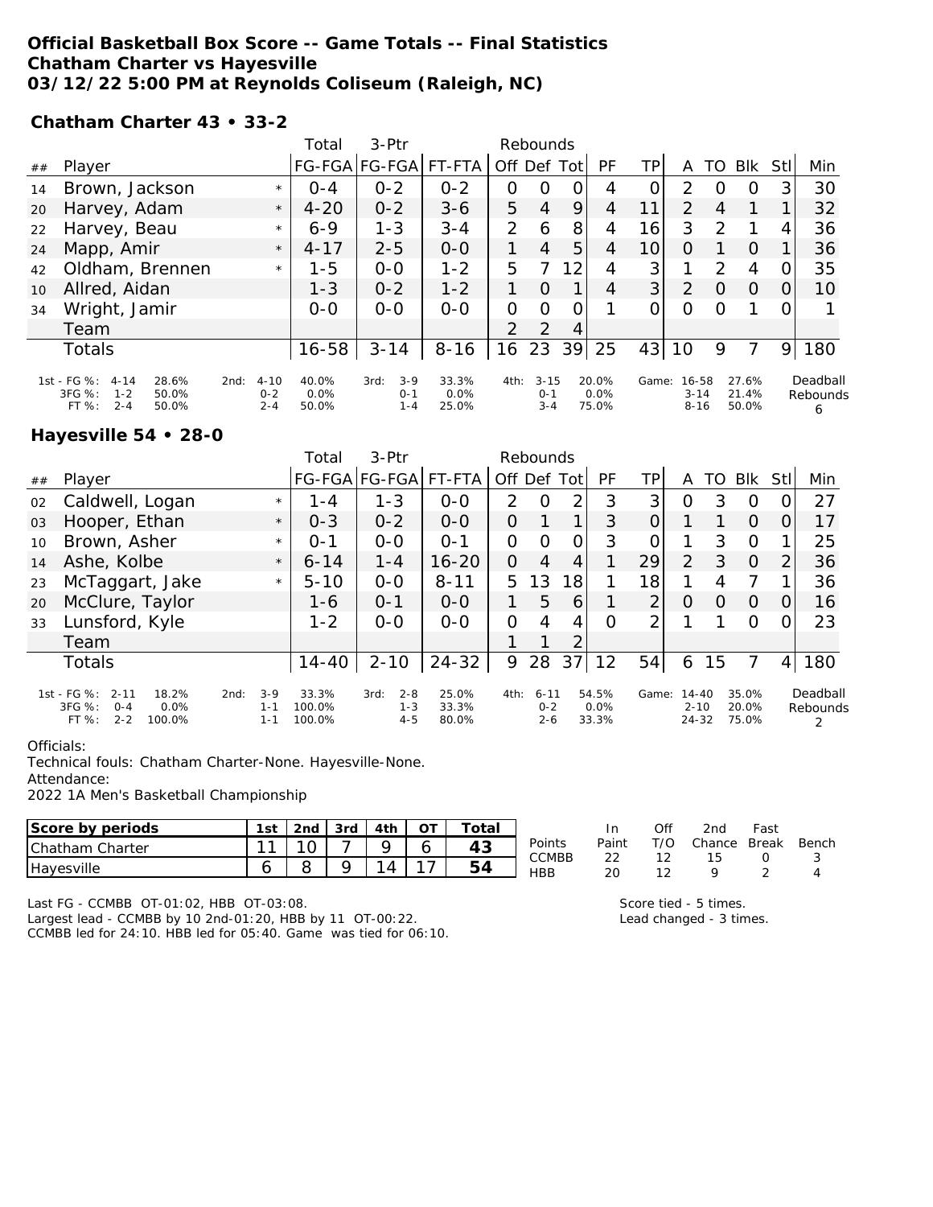# Official Basketball Box Score -- Game Totals -- Final Statistics
## Chatham Charter vs Hayesville
## 03/12/22 5:00 PM at Reynolds Coliseum (Raleigh, NC)

### Chatham Charter 43 • 33-2

| ## | Player | | Total FG-FGA | 3-Ptr FG-FGA | FT-FTA | Rebounds Off | Def | Tot | PF | TP | A | TO | Blk | Stl | Min |
|---|---|---|---|---|---|---|---|---|---|---|---|---|---|---|---|
| 14 | Brown, Jackson | * | 0-4 | 0-2 | 0-2 | 0 | 0 | 0 | 4 | 0 | 2 | 0 | 0 | 3 | 30 |
| 20 | Harvey, Adam | * | 4-20 | 0-2 | 3-6 | 5 | 4 | 9 | 4 | 11 | 2 | 4 | 1 | 1 | 32 |
| 22 | Harvey, Beau | * | 6-9 | 1-3 | 3-4 | 2 | 6 | 8 | 4 | 16 | 3 | 2 | 1 | 4 | 36 |
| 24 | Mapp, Amir | * | 4-17 | 2-5 | 0-0 | 1 | 4 | 5 | 4 | 10 | 0 | 1 | 0 | 1 | 36 |
| 42 | Oldham, Brennen | * | 1-5 | 0-0 | 1-2 | 5 | 7 | 12 | 4 | 3 | 1 | 2 | 4 | 0 | 35 |
| 10 | Allred, Aidan | | 1-3 | 0-2 | 1-2 | 1 | 0 | 1 | 4 | 3 | 2 | 0 | 0 | 0 | 10 |
| 34 | Wright, Jamir | | 0-0 | 0-0 | 0-0 | 0 | 0 | 0 | 1 | 0 | 0 | 0 | 1 | 0 | 1 |
| | Team | | | | | 2 | 2 | 4 | | | | | | | |
| | Totals | | 16-58 | 3-14 | 8-16 | 16 | 23 | 39 | 25 | 43 | 10 | 9 | 7 | 9 | 180 |

| | 1st | | 2nd | | 3rd | | 4th | | Game | | Deadball Rebounds |
|---|---|---|---|---|---|---|---|---|---|---|---|
| FG % | 4-14 | 28.6% | 4-10 | 40.0% | 3-9 | 33.3% | 3-15 | 20.0% | 16-58 | 27.6% | 6 |
| 3FG % | 1-2 | 50.0% | 0-2 | 0.0% | 0-1 | 0.0% | 0-1 | 0.0% | 3-14 | 21.4% | |
| FT % | 2-4 | 50.0% | 2-4 | 50.0% | 1-4 | 25.0% | 3-4 | 75.0% | 8-16 | 50.0% | |

### Hayesville 54 • 28-0

| ## | Player | | Total FG-FGA | 3-Ptr FG-FGA | FT-FTA | Rebounds Off | Def | Tot | PF | TP | A | TO | Blk | Stl | Min |
|---|---|---|---|---|---|---|---|---|---|---|---|---|---|---|---|
| 02 | Caldwell, Logan | * | 1-4 | 1-3 | 0-0 | 2 | 0 | 2 | 3 | 3 | 0 | 3 | 0 | 0 | 27 |
| 03 | Hooper, Ethan | * | 0-3 | 0-2 | 0-0 | 0 | 1 | 1 | 3 | 0 | 1 | 1 | 0 | 0 | 17 |
| 10 | Brown, Asher | * | 0-1 | 0-0 | 0-1 | 0 | 0 | 0 | 3 | 0 | 1 | 3 | 0 | 1 | 25 |
| 14 | Ashe, Kolbe | * | 6-14 | 1-4 | 16-20 | 0 | 4 | 4 | 1 | 29 | 2 | 3 | 0 | 2 | 36 |
| 23 | McTaggart, Jake | * | 5-10 | 0-0 | 8-11 | 5 | 13 | 18 | 1 | 18 | 1 | 4 | 7 | 1 | 36 |
| 20 | McClure, Taylor | | 1-6 | 0-1 | 0-0 | 1 | 5 | 6 | 1 | 2 | 0 | 0 | 0 | 0 | 16 |
| 33 | Lunsford, Kyle | | 1-2 | 0-0 | 0-0 | 0 | 4 | 4 | 0 | 2 | 1 | 1 | 0 | 0 | 23 |
| | Team | | | | | 1 | 1 | 2 | | | | | | | |
| | Totals | | 14-40 | 2-10 | 24-32 | 9 | 28 | 37 | 12 | 54 | 6 | 15 | 7 | 4 | 180 |

| | 1st | | 2nd | | 3rd | | 4th | | Game | | Deadball Rebounds |
|---|---|---|---|---|---|---|---|---|---|---|---|
| FG % | 2-11 | 18.2% | 3-9 | 33.3% | 2-8 | 25.0% | 6-11 | 54.5% | 14-40 | 35.0% | 2 |
| 3FG % | 0-4 | 0.0% | 1-1 | 100.0% | 1-3 | 33.3% | 0-2 | 0.0% | 2-10 | 20.0% | |
| FT % | 2-2 | 100.0% | 1-1 | 100.0% | 4-5 | 80.0% | 2-6 | 33.3% | 24-32 | 75.0% | |

Officials:
Technical fouls: Chatham Charter-None. Hayesville-None.
Attendance:
2022 1A Men's Basketball Championship

| Score by periods | 1st | 2nd | 3rd | 4th | OT | Total |
|---|---|---|---|---|---|---|
| Chatham Charter | 11 | 10 | 7 | 9 | 6 | 43 |
| Hayesville | 6 | 8 | 9 | 14 | 17 | 54 |

| Points | In Paint | Off T/O | 2nd Chance | Fast Break | Bench |
|---|---|---|---|---|---|
| CCMBB | 22 | 12 | 15 | 0 | 3 |
| HBB | 20 | 12 | 9 | 2 | 4 |

Last FG - CCMBB OT-01:02, HBB OT-03:08.
Largest lead - CCMBB by 10 2nd-01:20, HBB by 11 OT-00:22.
CCMBB led for 24:10. HBB led for 05:40. Game was tied for 06:10.

Score tied - 5 times.
Lead changed - 3 times.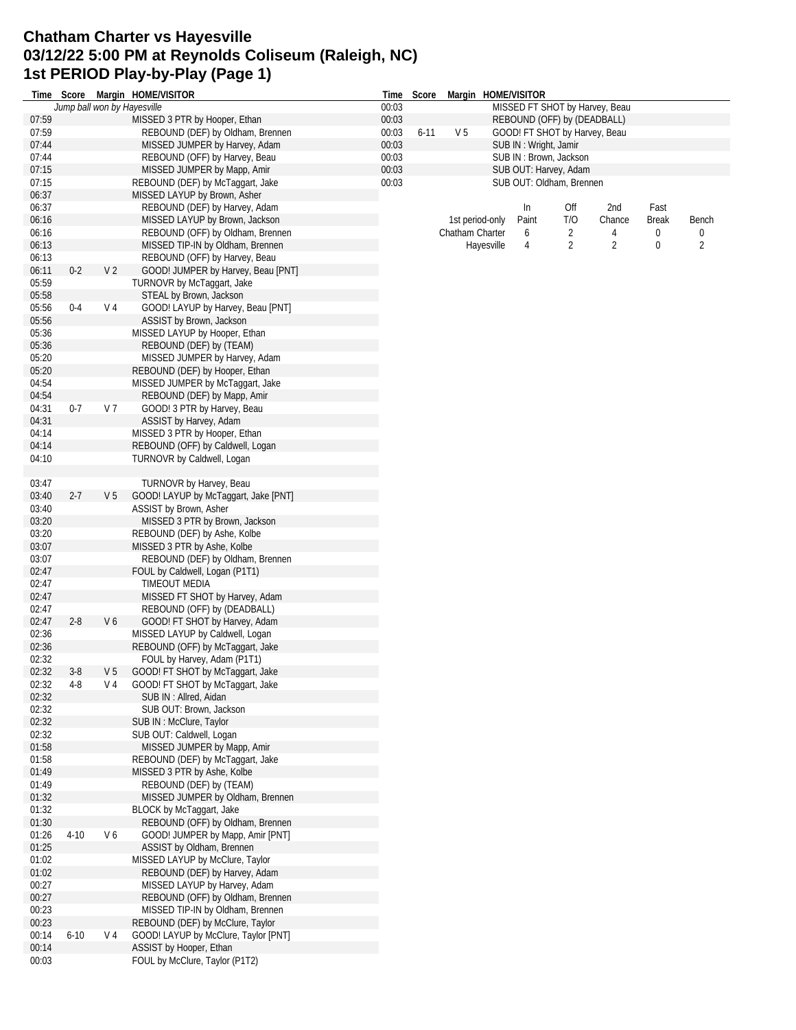# Chatham Charter vs Hayesville
# 03/12/22 5:00 PM at Reynolds Coliseum (Raleigh, NC)
# 1st PERIOD Play-by-Play (Page 1)

| Time | Score | Margin | HOME/VISITOR |
|---|---|---|---|
| | | | *Jump ball won by Hayesville* |
| 07:59 | | | MISSED 3 PTR by Hooper, Ethan |
| 07:59 | | | REBOUND (DEF) by Oldham, Brennen |
| 07:44 | | | MISSED JUMPER by Harvey, Adam |
| 07:44 | | | REBOUND (OFF) by Harvey, Beau |
| 07:15 | | | MISSED JUMPER by Mapp, Amir |
| 07:15 | | | REBOUND (DEF) by McTaggart, Jake |
| 06:37 | | | MISSED LAYUP by Brown, Asher |
| 06:37 | | | REBOUND (DEF) by Harvey, Adam |
| 06:16 | | | MISSED LAYUP by Brown, Jackson |
| 06:16 | | | REBOUND (OFF) by Oldham, Brennen |
| 06:13 | | | MISSED TIP-IN by Oldham, Brennen |
| 06:13 | | | REBOUND (OFF) by Harvey, Beau |
| 06:11 | 0-2 | V 2 | GOOD! JUMPER by Harvey, Beau [PNT] |
| 05:59 | | | TURNOVR by McTaggart, Jake |
| 05:58 | | | STEAL by Brown, Jackson |
| 05:56 | 0-4 | V 4 | GOOD! LAYUP by Harvey, Beau [PNT] |
| 05:56 | | | ASSIST by Brown, Jackson |
| 05:36 | | | MISSED LAYUP by Hooper, Ethan |
| 05:36 | | | REBOUND (DEF) by (TEAM) |
| 05:20 | | | MISSED JUMPER by Harvey, Adam |
| 05:20 | | | REBOUND (DEF) by Hooper, Ethan |
| 04:54 | | | MISSED JUMPER by McTaggart, Jake |
| 04:54 | | | REBOUND (DEF) by Mapp, Amir |
| 04:31 | 0-7 | V 7 | GOOD! 3 PTR by Harvey, Beau |
| 04:31 | | | ASSIST by Harvey, Adam |
| 04:14 | | | MISSED 3 PTR by Hooper, Ethan |
| 04:14 | | | REBOUND (OFF) by Caldwell, Logan |
| 04:10 | | | TURNOVR by Caldwell, Logan |
| | | | |
| 03:47 | | | TURNOVR by Harvey, Beau |
| 03:40 | 2-7 | V 5 | GOOD! LAYUP by McTaggart, Jake [PNT] |
| 03:40 | | | ASSIST by Brown, Asher |
| 03:20 | | | MISSED 3 PTR by Brown, Jackson |
| 03:20 | | | REBOUND (DEF) by Ashe, Kolbe |
| 03:07 | | | MISSED 3 PTR by Ashe, Kolbe |
| 03:07 | | | REBOUND (DEF) by Oldham, Brennen |
| 02:47 | | | FOUL by Caldwell, Logan (P1T1) |
| 02:47 | | | TIMEOUT MEDIA |
| 02:47 | | | MISSED FT SHOT by Harvey, Adam |
| 02:47 | | | REBOUND (OFF) by (DEADBALL) |
| 02:47 | 2-8 | V 6 | GOOD! FT SHOT by Harvey, Adam |
| 02:36 | | | MISSED LAYUP by Caldwell, Logan |
| 02:36 | | | REBOUND (OFF) by McTaggart, Jake |
| 02:32 | | | FOUL by Harvey, Adam (P1T1) |
| 02:32 | 3-8 | V 5 | GOOD! FT SHOT by McTaggart, Jake |
| 02:32 | 4-8 | V 4 | GOOD! FT SHOT by McTaggart, Jake |
| 02:32 | | | SUB IN : Allred, Aidan |
| 02:32 | | | SUB OUT: Brown, Jackson |
| 02:32 | | | SUB IN : McClure, Taylor |
| 02:32 | | | SUB OUT: Caldwell, Logan |
| 01:58 | | | MISSED JUMPER by Mapp, Amir |
| 01:58 | | | REBOUND (DEF) by McTaggart, Jake |
| 01:49 | | | MISSED 3 PTR by Ashe, Kolbe |
| 01:49 | | | REBOUND (DEF) by (TEAM) |
| 01:32 | | | MISSED JUMPER by Oldham, Brennen |
| 01:32 | | | BLOCK by McTaggart, Jake |
| 01:30 | | | REBOUND (OFF) by Oldham, Brennen |
| 01:26 | 4-10 | V 6 | GOOD! JUMPER by Mapp, Amir [PNT] |
| 01:25 | | | ASSIST by Oldham, Brennen |
| 01:02 | | | MISSED LAYUP by McClure, Taylor |
| 01:02 | | | REBOUND (DEF) by Harvey, Adam |
| 00:27 | | | MISSED LAYUP by Harvey, Adam |
| 00:27 | | | REBOUND (OFF) by Oldham, Brennen |
| 00:23 | | | MISSED TIP-IN by Oldham, Brennen |
| 00:23 | | | REBOUND (DEF) by McClure, Taylor |
| 00:14 | 6-10 | V 4 | GOOD! LAYUP by McClure, Taylor [PNT] |
| 00:14 | | | ASSIST by Hooper, Ethan |
| 00:03 | | | FOUL by McClure, Taylor (P1T2) |
| 00:03 | | | MISSED FT SHOT by Harvey, Beau |
| 00:03 | | | REBOUND (OFF) by (DEADBALL) |
| 00:03 | 6-11 | V 5 | GOOD! FT SHOT by Harvey, Beau |
| 00:03 | | | SUB IN : Wright, Jamir |
| 00:03 | | | SUB IN : Brown, Jackson |
| 00:03 | | | SUB OUT: Harvey, Adam |
| 00:03 | | | SUB OUT: Oldham, Brennen |

| 1st period-only | In Paint | Off T/O | 2nd Chance | Fast Break | Bench |
|---|---|---|---|---|---|
| Chatham Charter | 6 | 2 | 4 | 0 | 0 |
| Hayesville | 4 | 2 | 2 | 0 | 2 |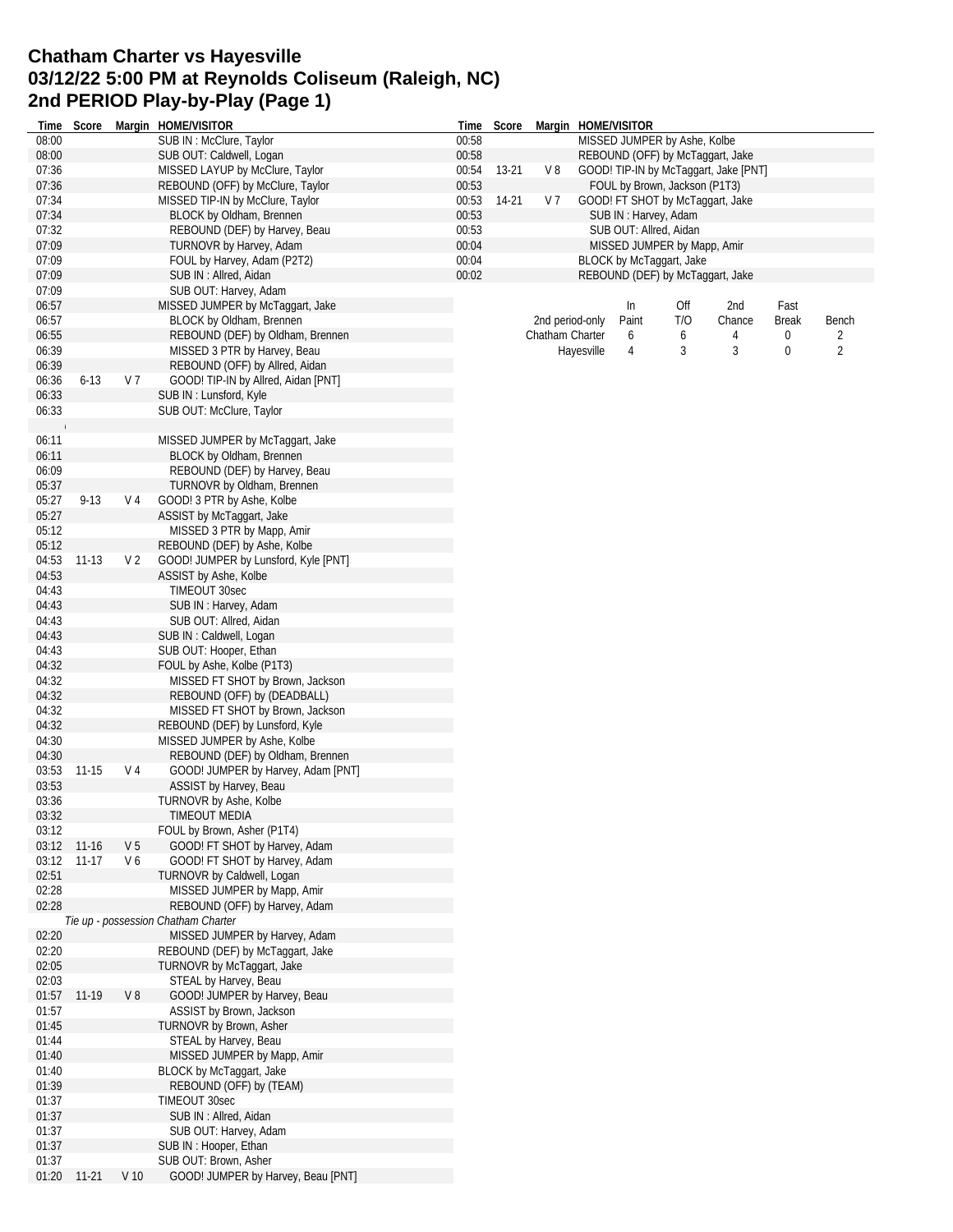# Chatham Charter vs Hayesville
# 03/12/22 5:00 PM at Reynolds Coliseum (Raleigh, NC)
# 2nd PERIOD Play-by-Play (Page 1)

| Time | Score | Margin | HOME/VISITOR |
|---|---|---|---|
| 08:00 | | | SUB IN : McClure, Taylor |
| 08:00 | | | SUB OUT: Caldwell, Logan |
| 07:36 | | | MISSED LAYUP by McClure, Taylor |
| 07:36 | | | REBOUND (OFF) by McClure, Taylor |
| 07:34 | | | MISSED TIP-IN by McClure, Taylor |
| 07:34 | | | BLOCK by Oldham, Brennen |
| 07:32 | | | REBOUND (DEF) by Harvey, Beau |
| 07:09 | | | TURNOVR by Harvey, Adam |
| 07:09 | | | FOUL by Harvey, Adam (P2T2) |
| 07:09 | | | SUB IN : Allred, Aidan |
| 07:09 | | | SUB OUT: Harvey, Adam |
| 06:57 | | | MISSED JUMPER by McTaggart, Jake |
| 06:57 | | | BLOCK by Oldham, Brennen |
| 06:55 | | | REBOUND (DEF) by Oldham, Brennen |
| 06:39 | | | MISSED 3 PTR by Harvey, Beau |
| 06:39 | | | REBOUND (OFF) by Allred, Aidan |
| 06:36 | 6-13 | V 7 | GOOD! TIP-IN by Allred, Aidan [PNT] |
| 06:33 | | | SUB IN : Lunsford, Kyle |
| 06:33 | | | SUB OUT: McClure, Taylor |
| | | | |
| 06:11 | | | MISSED JUMPER by McTaggart, Jake |
| 06:11 | | | BLOCK by Oldham, Brennen |
| 06:09 | | | REBOUND (DEF) by Harvey, Beau |
| 05:37 | | | TURNOVR by Oldham, Brennen |
| 05:27 | 9-13 | V 4 | GOOD! 3 PTR by Ashe, Kolbe |
| 05:27 | | | ASSIST by McTaggart, Jake |
| 05:12 | | | MISSED 3 PTR by Mapp, Amir |
| 05:12 | | | REBOUND (DEF) by Ashe, Kolbe |
| 04:53 | 11-13 | V 2 | GOOD! JUMPER by Lunsford, Kyle [PNT] |
| 04:53 | | | ASSIST by Ashe, Kolbe |
| 04:43 | | | TIMEOUT 30sec |
| 04:43 | | | SUB IN : Harvey, Adam |
| 04:43 | | | SUB OUT: Allred, Aidan |
| 04:43 | | | SUB IN : Caldwell, Logan |
| 04:43 | | | SUB OUT: Hooper, Ethan |
| 04:32 | | | FOUL by Ashe, Kolbe (P1T3) |
| 04:32 | | | MISSED FT SHOT by Brown, Jackson |
| 04:32 | | | REBOUND (OFF) by (DEADBALL) |
| 04:32 | | | MISSED FT SHOT by Brown, Jackson |
| 04:32 | | | REBOUND (DEF) by Lunsford, Kyle |
| 04:30 | | | MISSED JUMPER by Ashe, Kolbe |
| 04:30 | | | REBOUND (DEF) by Oldham, Brennen |
| 03:53 | 11-15 | V 4 | GOOD! JUMPER by Harvey, Adam [PNT] |
| 03:53 | | | ASSIST by Harvey, Beau |
| 03:36 | | | TURNOVR by Ashe, Kolbe |
| 03:32 | | | TIMEOUT MEDIA |
| 03:12 | | | FOUL by Brown, Asher (P1T4) |
| 03:12 | 11-16 | V 5 | GOOD! FT SHOT by Harvey, Adam |
| 03:12 | 11-17 | V 6 | GOOD! FT SHOT by Harvey, Adam |
| 02:51 | | | TURNOVR by Caldwell, Logan |
| 02:28 | | | MISSED JUMPER by Mapp, Amir |
| 02:28 | | | REBOUND (OFF) by Harvey, Adam |
| | | | *Tie up - possession Chatham Charter* |
| 02:20 | | | MISSED JUMPER by Harvey, Adam |
| 02:20 | | | REBOUND (DEF) by McTaggart, Jake |
| 02:05 | | | TURNOVR by McTaggart, Jake |
| 02:03 | | | STEAL by Harvey, Beau |
| 01:57 | 11-19 | V 8 | GOOD! JUMPER by Harvey, Beau |
| 01:57 | | | ASSIST by Brown, Jackson |
| 01:45 | | | TURNOVR by Brown, Asher |
| 01:44 | | | STEAL by Harvey, Beau |
| 01:40 | | | MISSED JUMPER by Mapp, Amir |
| 01:40 | | | BLOCK by McTaggart, Jake |
| 01:39 | | | REBOUND (OFF) by (TEAM) |
| 01:37 | | | TIMEOUT 30sec |
| 01:37 | | | SUB IN : Allred, Aidan |
| 01:37 | | | SUB OUT: Harvey, Adam |
| 01:37 | | | SUB IN : Hooper, Ethan |
| 01:37 | | | SUB OUT: Brown, Asher |
| 01:20 | 11-21 | V 10 | GOOD! JUMPER by Harvey, Beau [PNT] |
| 00:58 | | | MISSED JUMPER by Ashe, Kolbe |
| 00:58 | | | REBOUND (OFF) by McTaggart, Jake |
| 00:54 | 13-21 | V 8 | GOOD! TIP-IN by McTaggart, Jake [PNT] |
| 00:53 | | | FOUL by Brown, Jackson (P1T3) |
| 00:53 | 14-21 | V 7 | GOOD! FT SHOT by McTaggart, Jake |
| 00:53 | | | SUB IN : Harvey, Adam |
| 00:53 | | | SUB OUT: Allred, Aidan |
| 00:04 | | | MISSED JUMPER by Mapp, Amir |
| 00:04 | | | BLOCK by McTaggart, Jake |
| 00:02 | | | REBOUND (DEF) by McTaggart, Jake |

| 2nd period-only | In Paint | Off T/O | 2nd Chance | Fast Break | Bench |
|---|---|---|---|---|---|
| Chatham Charter | 6 | 6 | 4 | 0 | 2 |
| Hayesville | 4 | 3 | 3 | 0 | 2 |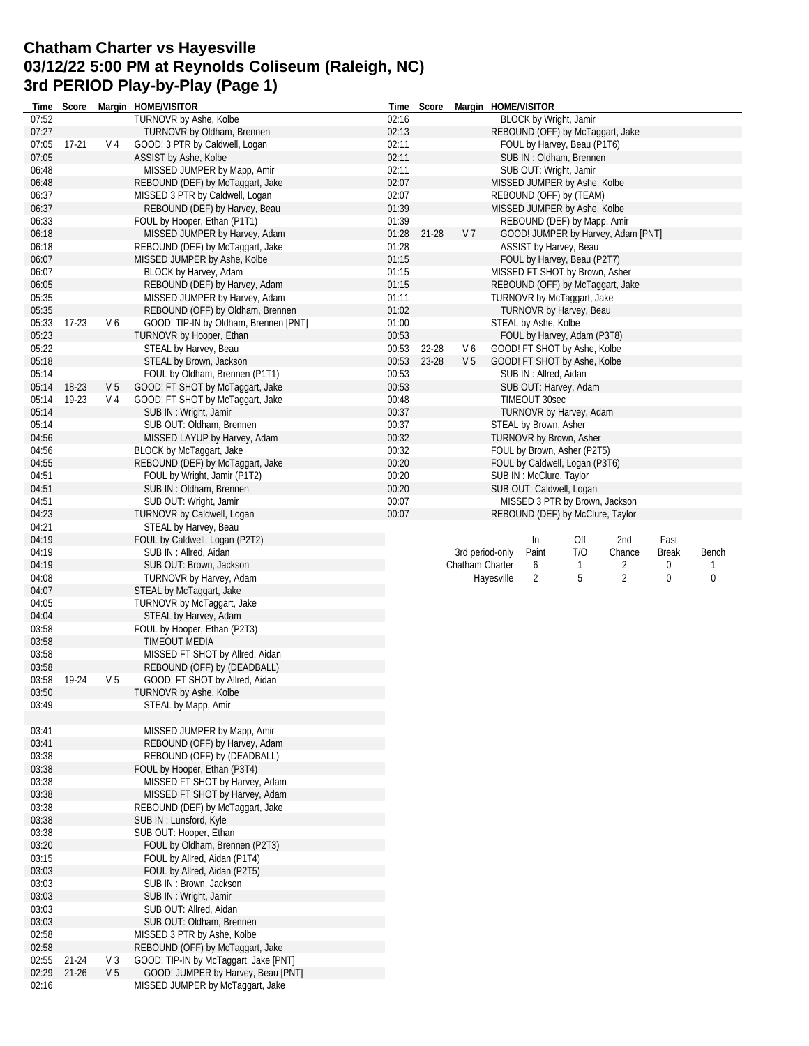# Chatham Charter vs Hayesville
# 03/12/22 5:00 PM at Reynolds Coliseum (Raleigh, NC)
# 3rd PERIOD Play-by-Play (Page 1)

| Time | Score | Margin | HOME/VISITOR |
|---|---|---|---|
| 07:52 | | | TURNOVR by Ashe, Kolbe |
| 07:27 | | | TURNOVR by Oldham, Brennen |
| 07:05 | 17-21 | V 4 | GOOD! 3 PTR by Caldwell, Logan |
| 07:05 | | | ASSIST by Ashe, Kolbe |
| 06:48 | | | MISSED JUMPER by Mapp, Amir |
| 06:48 | | | REBOUND (DEF) by McTaggart, Jake |
| 06:37 | | | MISSED 3 PTR by Caldwell, Logan |
| 06:37 | | | REBOUND (DEF) by Harvey, Beau |
| 06:33 | | | FOUL by Hooper, Ethan (P1T1) |
| 06:18 | | | MISSED JUMPER by Harvey, Adam |
| 06:18 | | | REBOUND (DEF) by McTaggart, Jake |
| 06:07 | | | MISSED JUMPER by Ashe, Kolbe |
| 06:07 | | | BLOCK by Harvey, Adam |
| 06:05 | | | REBOUND (DEF) by Harvey, Adam |
| 05:35 | | | MISSED JUMPER by Harvey, Adam |
| 05:35 | | | REBOUND (OFF) by Oldham, Brennen |
| 05:33 | 17-23 | V 6 | GOOD! TIP-IN by Oldham, Brennen [PNT] |
| 05:23 | | | TURNOVR by Hooper, Ethan |
| 05:22 | | | STEAL by Harvey, Beau |
| 05:18 | | | STEAL by Brown, Jackson |
| 05:14 | | | FOUL by Oldham, Brennen (P1T1) |
| 05:14 | 18-23 | V 5 | GOOD! FT SHOT by McTaggart, Jake |
| 05:14 | 19-23 | V 4 | GOOD! FT SHOT by McTaggart, Jake |
| 05:14 | | | SUB IN : Wright, Jamir |
| 05:14 | | | SUB OUT: Oldham, Brennen |
| 04:56 | | | MISSED LAYUP by Harvey, Adam |
| 04:56 | | | BLOCK by McTaggart, Jake |
| 04:55 | | | REBOUND (DEF) by McTaggart, Jake |
| 04:51 | | | FOUL by Wright, Jamir (P1T2) |
| 04:51 | | | SUB IN : Oldham, Brennen |
| 04:51 | | | SUB OUT: Wright, Jamir |
| 04:23 | | | TURNOVR by Caldwell, Logan |
| 04:21 | | | STEAL by Harvey, Beau |
| 04:19 | | | FOUL by Caldwell, Logan (P2T2) |
| 04:19 | | | SUB IN : Allred, Aidan |
| 04:19 | | | SUB OUT: Brown, Jackson |
| 04:08 | | | TURNOVR by Harvey, Adam |
| 04:07 | | | STEAL by McTaggart, Jake |
| 04:05 | | | TURNOVR by McTaggart, Jake |
| 04:04 | | | STEAL by Harvey, Adam |
| 03:58 | | | FOUL by Hooper, Ethan (P2T3) |
| 03:58 | | | TIMEOUT MEDIA |
| 03:58 | | | MISSED FT SHOT by Allred, Aidan |
| 03:58 | | | REBOUND (OFF) by (DEADBALL) |
| 03:58 | 19-24 | V 5 | GOOD! FT SHOT by Allred, Aidan |
| 03:50 | | | TURNOVR by Ashe, Kolbe |
| 03:49 | | | STEAL by Mapp, Amir |
| | | | |
| 03:41 | | | MISSED JUMPER by Mapp, Amir |
| 03:41 | | | REBOUND (OFF) by Harvey, Adam |
| 03:38 | | | REBOUND (OFF) by (DEADBALL) |
| 03:38 | | | FOUL by Hooper, Ethan (P3T4) |
| 03:38 | | | MISSED FT SHOT by Harvey, Adam |
| 03:38 | | | MISSED FT SHOT by Harvey, Adam |
| 03:38 | | | REBOUND (DEF) by McTaggart, Jake |
| 03:38 | | | SUB IN : Lunsford, Kyle |
| 03:38 | | | SUB OUT: Hooper, Ethan |
| 03:20 | | | FOUL by Oldham, Brennen (P2T3) |
| 03:15 | | | FOUL by Allred, Aidan (P1T4) |
| 03:03 | | | FOUL by Allred, Aidan (P2T5) |
| 03:03 | | | SUB IN : Brown, Jackson |
| 03:03 | | | SUB IN : Wright, Jamir |
| 03:03 | | | SUB OUT: Allred, Aidan |
| 03:03 | | | SUB OUT: Oldham, Brennen |
| 02:58 | | | MISSED 3 PTR by Ashe, Kolbe |
| 02:58 | | | REBOUND (OFF) by McTaggart, Jake |
| 02:55 | 21-24 | V 3 | GOOD! TIP-IN by McTaggart, Jake [PNT] |
| 02:29 | 21-26 | V 5 | GOOD! JUMPER by Harvey, Beau [PNT] |
| 02:16 | | | MISSED JUMPER by McTaggart, Jake |
| 02:16 | | | BLOCK by Wright, Jamir |
| 02:13 | | | REBOUND (OFF) by McTaggart, Jake |
| 02:11 | | | FOUL by Harvey, Beau (P1T6) |
| 02:11 | | | SUB IN : Oldham, Brennen |
| 02:11 | | | SUB OUT: Wright, Jamir |
| 02:07 | | | MISSED JUMPER by Ashe, Kolbe |
| 02:07 | | | REBOUND (OFF) by (TEAM) |
| 01:39 | | | MISSED JUMPER by Ashe, Kolbe |
| 01:39 | | | REBOUND (DEF) by Mapp, Amir |
| 01:28 | 21-28 | V 7 | GOOD! JUMPER by Harvey, Adam [PNT] |
| 01:28 | | | ASSIST by Harvey, Beau |
| 01:15 | | | FOUL by Harvey, Beau (P2T7) |
| 01:15 | | | MISSED FT SHOT by Brown, Asher |
| 01:15 | | | REBOUND (OFF) by McTaggart, Jake |
| 01:11 | | | TURNOVR by McTaggart, Jake |
| 01:02 | | | TURNOVR by Harvey, Beau |
| 01:00 | | | STEAL by Ashe, Kolbe |
| 00:53 | | | FOUL by Harvey, Adam (P3T8) |
| 00:53 | 22-28 | V 6 | GOOD! FT SHOT by Ashe, Kolbe |
| 00:53 | 23-28 | V 5 | GOOD! FT SHOT by Ashe, Kolbe |
| 00:53 | | | SUB IN : Allred, Aidan |
| 00:53 | | | SUB OUT: Harvey, Adam |
| 00:48 | | | TIMEOUT 30sec |
| 00:37 | | | TURNOVR by Harvey, Adam |
| 00:37 | | | STEAL by Brown, Asher |
| 00:32 | | | TURNOVR by Brown, Asher |
| 00:32 | | | FOUL by Brown, Asher (P2T5) |
| 00:20 | | | FOUL by Caldwell, Logan (P3T6) |
| 00:20 | | | SUB IN : McClure, Taylor |
| 00:20 | | | SUB OUT: Caldwell, Logan |
| 00:07 | | | MISSED 3 PTR by Brown, Jackson |
| 00:07 | | | REBOUND (DEF) by McClure, Taylor |

| 3rd period-only | In Paint | Off T/O | 2nd Chance | Fast Break | Bench |
|---|---|---|---|---|---|
| Chatham Charter | 6 | 1 | 2 | 0 | 1 |
| Hayesville | 2 | 5 | 2 | 0 | 0 |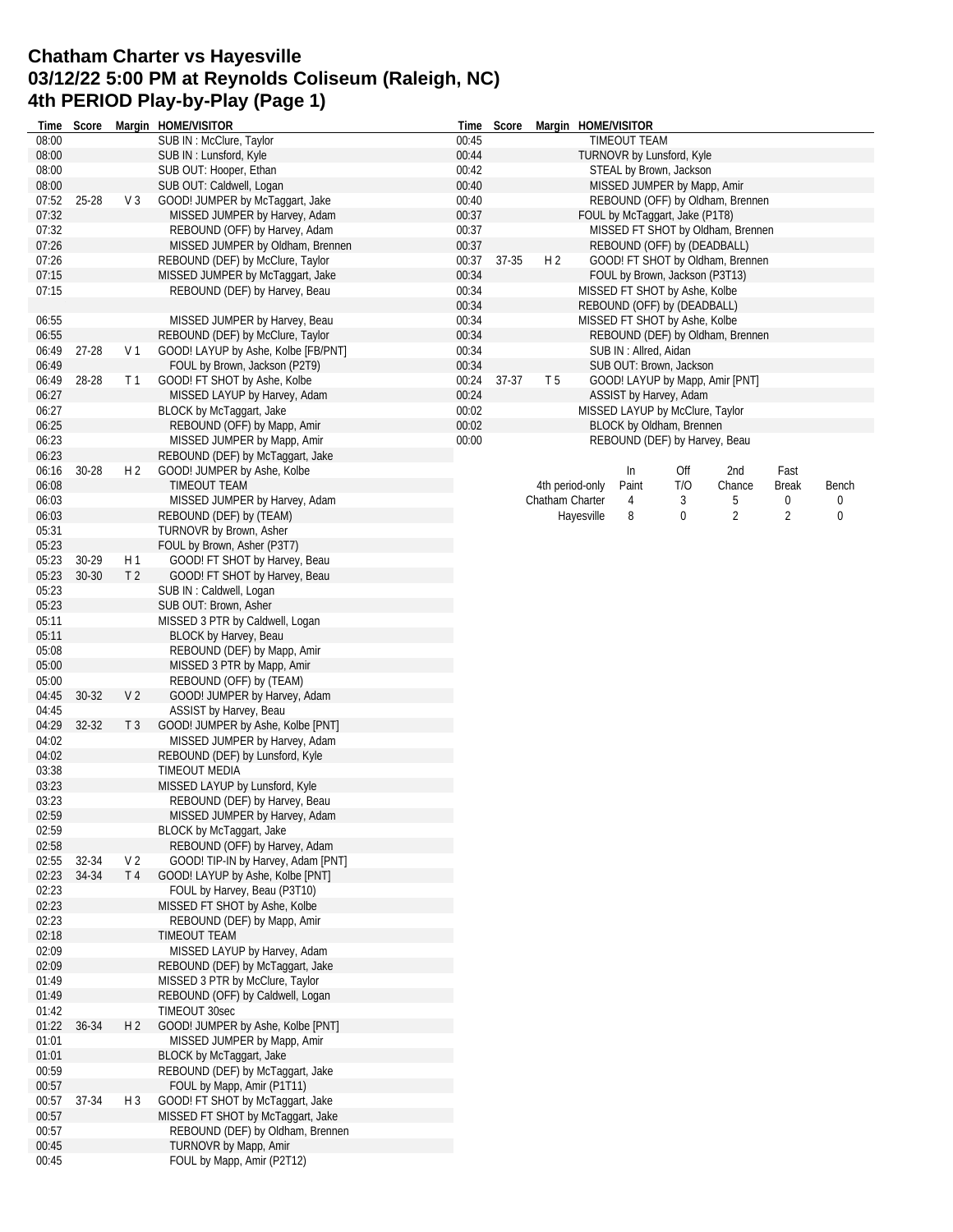# Chatham Charter vs Hayesville
# 03/12/22 5:00 PM at Reynolds Coliseum (Raleigh, NC)
# 4th PERIOD Play-by-Play (Page 1)

| Time | Score | Margin | HOME/VISITOR |
|---|---|---|---|
| 08:00 | | | SUB IN : McClure, Taylor |
| 08:00 | | | SUB IN : Lunsford, Kyle |
| 08:00 | | | SUB OUT: Hooper, Ethan |
| 08:00 | | | SUB OUT: Caldwell, Logan |
| 07:52 | 25-28 | V 3 | GOOD! JUMPER by McTaggart, Jake |
| 07:32 | | | MISSED JUMPER by Harvey, Adam |
| 07:32 | | | REBOUND (OFF) by Harvey, Adam |
| 07:26 | | | MISSED JUMPER by Oldham, Brennen |
| 07:26 | | | REBOUND (DEF) by McClure, Taylor |
| 07:15 | | | MISSED JUMPER by McTaggart, Jake |
| 07:15 | | | REBOUND (DEF) by Harvey, Beau |
| | | | |
| 06:55 | | | MISSED JUMPER by Harvey, Beau |
| 06:55 | | | REBOUND (DEF) by McClure, Taylor |
| 06:49 | 27-28 | V 1 | GOOD! LAYUP by Ashe, Kolbe [FB/PNT] |
| 06:49 | | | FOUL by Brown, Jackson (P2T9) |
| 06:49 | 28-28 | T 1 | GOOD! FT SHOT by Ashe, Kolbe |
| 06:27 | | | MISSED LAYUP by Harvey, Adam |
| 06:27 | | | BLOCK by McTaggart, Jake |
| 06:25 | | | REBOUND (OFF) by Mapp, Amir |
| 06:23 | | | MISSED JUMPER by Mapp, Amir |
| 06:23 | | | REBOUND (DEF) by McTaggart, Jake |
| 06:16 | 30-28 | H 2 | GOOD! JUMPER by Ashe, Kolbe |
| 06:08 | | | TIMEOUT TEAM |
| 06:03 | | | MISSED JUMPER by Harvey, Adam |
| 06:03 | | | REBOUND (DEF) by (TEAM) |
| 05:31 | | | TURNOVR by Brown, Asher |
| 05:23 | | | FOUL by Brown, Asher (P3T7) |
| 05:23 | 30-29 | H 1 | GOOD! FT SHOT by Harvey, Beau |
| 05:23 | 30-30 | T 2 | GOOD! FT SHOT by Harvey, Beau |
| 05:23 | | | SUB IN : Caldwell, Logan |
| 05:23 | | | SUB OUT: Brown, Asher |
| 05:11 | | | MISSED 3 PTR by Caldwell, Logan |
| 05:11 | | | BLOCK by Harvey, Beau |
| 05:08 | | | REBOUND (DEF) by Mapp, Amir |
| 05:00 | | | MISSED 3 PTR by Mapp, Amir |
| 05:00 | | | REBOUND (OFF) by (TEAM) |
| 04:45 | 30-32 | V 2 | GOOD! JUMPER by Harvey, Adam |
| 04:45 | | | ASSIST by Harvey, Beau |
| 04:29 | 32-32 | T 3 | GOOD! JUMPER by Ashe, Kolbe [PNT] |
| 04:02 | | | MISSED JUMPER by Harvey, Adam |
| 04:02 | | | REBOUND (DEF) by Lunsford, Kyle |
| 03:38 | | | TIMEOUT MEDIA |
| 03:23 | | | MISSED LAYUP by Lunsford, Kyle |
| 03:23 | | | REBOUND (DEF) by Harvey, Beau |
| 02:59 | | | MISSED JUMPER by Harvey, Adam |
| 02:59 | | | BLOCK by McTaggart, Jake |
| 02:58 | | | REBOUND (OFF) by Harvey, Adam |
| 02:55 | 32-34 | V 2 | GOOD! TIP-IN by Harvey, Adam [PNT] |
| 02:23 | 34-34 | T 4 | GOOD! LAYUP by Ashe, Kolbe [PNT] |
| 02:23 | | | FOUL by Harvey, Beau (P3T10) |
| 02:23 | | | MISSED FT SHOT by Ashe, Kolbe |
| 02:23 | | | REBOUND (DEF) by Mapp, Amir |
| 02:18 | | | TIMEOUT TEAM |
| 02:09 | | | MISSED LAYUP by Harvey, Adam |
| 02:09 | | | REBOUND (DEF) by McTaggart, Jake |
| 01:49 | | | MISSED 3 PTR by McClure, Taylor |
| 01:49 | | | REBOUND (OFF) by Caldwell, Logan |
| 01:42 | | | TIMEOUT 30sec |
| 01:22 | 36-34 | H 2 | GOOD! JUMPER by Ashe, Kolbe [PNT] |
| 01:01 | | | MISSED JUMPER by Mapp, Amir |
| 01:01 | | | BLOCK by McTaggart, Jake |
| 00:59 | | | REBOUND (DEF) by McTaggart, Jake |
| 00:57 | | | FOUL by Mapp, Amir (P1T11) |
| 00:57 | 37-34 | H 3 | GOOD! FT SHOT by McTaggart, Jake |
| 00:57 | | | MISSED FT SHOT by McTaggart, Jake |
| 00:57 | | | REBOUND (DEF) by Oldham, Brennen |
| 00:45 | | | TURNOVR by Mapp, Amir |
| 00:45 | | | FOUL by Mapp, Amir (P2T12) |
| 00:45 | | | TIMEOUT TEAM |
| 00:44 | | | TURNOVR by Lunsford, Kyle |
| 00:42 | | | STEAL by Brown, Jackson |
| 00:40 | | | MISSED JUMPER by Mapp, Amir |
| 00:40 | | | REBOUND (OFF) by Oldham, Brennen |
| 00:37 | | | FOUL by McTaggart, Jake (P1T8) |
| 00:37 | | | MISSED FT SHOT by Oldham, Brennen |
| 00:37 | | | REBOUND (OFF) by (DEADBALL) |
| 00:37 | 37-35 | H 2 | GOOD! FT SHOT by Oldham, Brennen |
| 00:34 | | | FOUL by Brown, Jackson (P3T13) |
| 00:34 | | | MISSED FT SHOT by Ashe, Kolbe |
| 00:34 | | | REBOUND (OFF) by (DEADBALL) |
| 00:34 | | | MISSED FT SHOT by Ashe, Kolbe |
| 00:34 | | | REBOUND (DEF) by Oldham, Brennen |
| 00:34 | | | SUB IN : Allred, Aidan |
| 00:34 | | | SUB OUT: Brown, Jackson |
| 00:24 | 37-37 | T 5 | GOOD! LAYUP by Mapp, Amir [PNT] |
| 00:24 | | | ASSIST by Harvey, Adam |
| 00:02 | | | MISSED LAYUP by McClure, Taylor |
| 00:02 | | | BLOCK by Oldham, Brennen |
| 00:00 | | | REBOUND (DEF) by Harvey, Beau |

| 4th period-only | In Paint | Off T/O | 2nd Chance | Fast Break | Bench |
|---|---|---|---|---|---|
| Chatham Charter | 4 | 3 | 5 | 0 | 0 |
| Hayesville | 8 | 0 | 2 | 2 | 0 |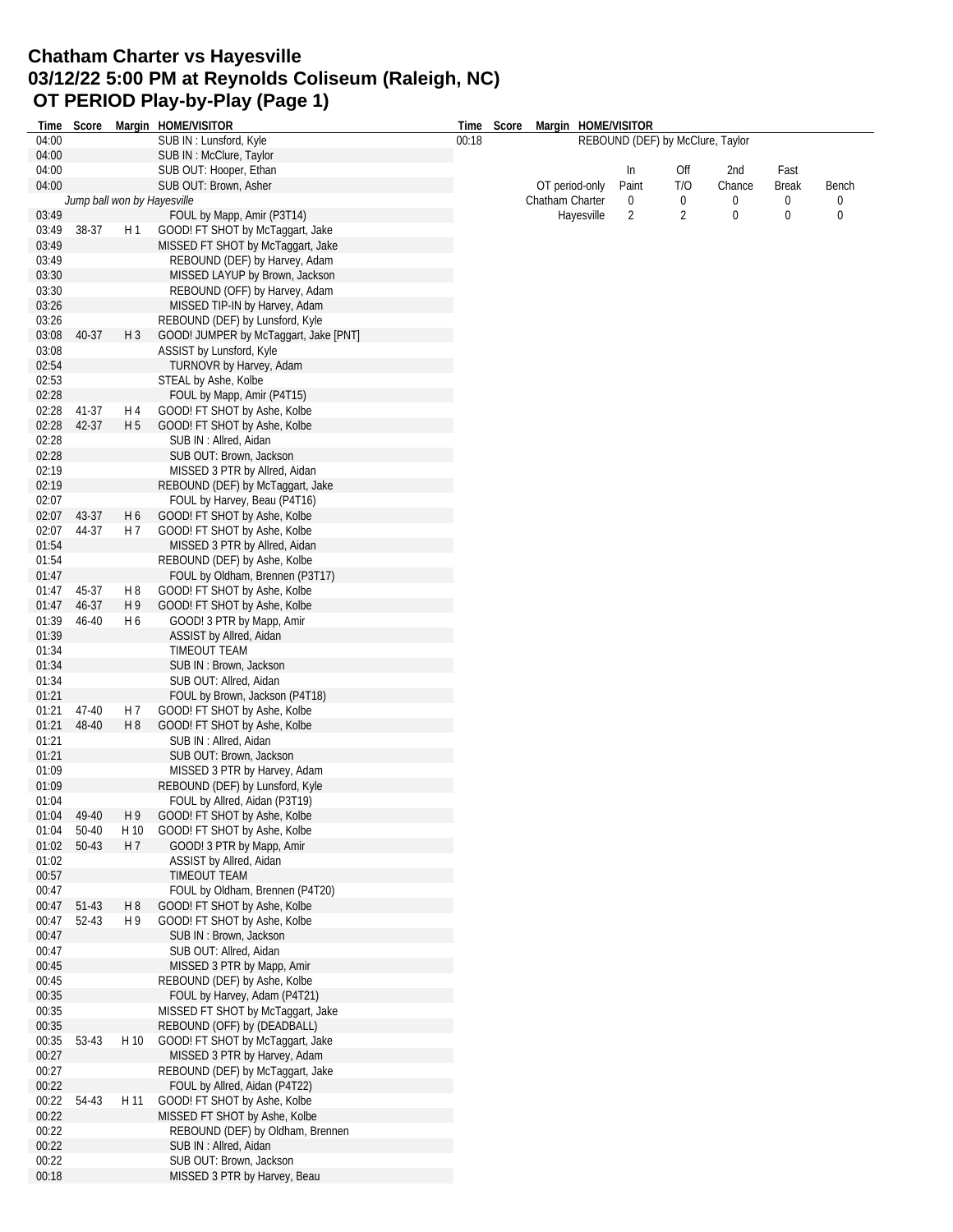# Chatham Charter vs Hayesville
# 03/12/22 5:00 PM at Reynolds Coliseum (Raleigh, NC)
## OT PERIOD Play-by-Play (Page 1)

| Time | Score | Margin | HOME/VISITOR |
|---|---|---|---|
| 04:00 | | | SUB IN : Lunsford, Kyle |
| 04:00 | | | SUB IN : McClure, Taylor |
| 04:00 | | | SUB OUT: Hooper, Ethan |
| 04:00 | | | SUB OUT: Brown, Asher |
| *Jump ball won by Hayesville* | | | |
| 03:49 | | | FOUL by Mapp, Amir (P3T14) |
| 03:49 | 38-37 | H 1 | GOOD! FT SHOT by McTaggart, Jake |
| 03:49 | | | MISSED FT SHOT by McTaggart, Jake |
| 03:49 | | | REBOUND (DEF) by Harvey, Adam |
| 03:30 | | | MISSED LAYUP by Brown, Jackson |
| 03:30 | | | REBOUND (OFF) by Harvey, Adam |
| 03:26 | | | MISSED TIP-IN by Harvey, Adam |
| 03:26 | | | REBOUND (DEF) by Lunsford, Kyle |
| 03:08 | 40-37 | H 3 | GOOD! JUMPER by McTaggart, Jake [PNT] |
| 03:08 | | | ASSIST by Lunsford, Kyle |
| 02:54 | | | TURNOVR by Harvey, Adam |
| 02:53 | | | STEAL by Ashe, Kolbe |
| 02:28 | | | FOUL by Mapp, Amir (P4T15) |
| 02:28 | 41-37 | H 4 | GOOD! FT SHOT by Ashe, Kolbe |
| 02:28 | 42-37 | H 5 | GOOD! FT SHOT by Ashe, Kolbe |
| 02:28 | | | SUB IN : Allred, Aidan |
| 02:28 | | | SUB OUT: Brown, Jackson |
| 02:19 | | | MISSED 3 PTR by Allred, Aidan |
| 02:19 | | | REBOUND (DEF) by McTaggart, Jake |
| 02:07 | | | FOUL by Harvey, Beau (P4T16) |
| 02:07 | 43-37 | H 6 | GOOD! FT SHOT by Ashe, Kolbe |
| 02:07 | 44-37 | H 7 | GOOD! FT SHOT by Ashe, Kolbe |
| 01:54 | | | MISSED 3 PTR by Allred, Aidan |
| 01:54 | | | REBOUND (DEF) by Ashe, Kolbe |
| 01:47 | | | FOUL by Oldham, Brennen (P3T17) |
| 01:47 | 45-37 | H 8 | GOOD! FT SHOT by Ashe, Kolbe |
| 01:47 | 46-37 | H 9 | GOOD! FT SHOT by Ashe, Kolbe |
| 01:39 | 46-40 | H 6 | GOOD! 3 PTR by Mapp, Amir |
| 01:39 | | | ASSIST by Allred, Aidan |
| 01:34 | | | TIMEOUT TEAM |
| 01:34 | | | SUB IN : Brown, Jackson |
| 01:34 | | | SUB OUT: Allred, Aidan |
| 01:21 | | | FOUL by Brown, Jackson (P4T18) |
| 01:21 | 47-40 | H 7 | GOOD! FT SHOT by Ashe, Kolbe |
| 01:21 | 48-40 | H 8 | GOOD! FT SHOT by Ashe, Kolbe |
| 01:21 | | | SUB IN : Allred, Aidan |
| 01:21 | | | SUB OUT: Brown, Jackson |
| 01:09 | | | MISSED 3 PTR by Harvey, Adam |
| 01:09 | | | REBOUND (DEF) by Lunsford, Kyle |
| 01:04 | | | FOUL by Allred, Aidan (P3T19) |
| 01:04 | 49-40 | H 9 | GOOD! FT SHOT by Ashe, Kolbe |
| 01:04 | 50-40 | H 10 | GOOD! FT SHOT by Ashe, Kolbe |
| 01:02 | 50-43 | H 7 | GOOD! 3 PTR by Mapp, Amir |
| 01:02 | | | ASSIST by Allred, Aidan |
| 00:57 | | | TIMEOUT TEAM |
| 00:47 | | | FOUL by Oldham, Brennen (P4T20) |
| 00:47 | 51-43 | H 8 | GOOD! FT SHOT by Ashe, Kolbe |
| 00:47 | 52-43 | H 9 | GOOD! FT SHOT by Ashe, Kolbe |
| 00:47 | | | SUB IN : Brown, Jackson |
| 00:47 | | | SUB OUT: Allred, Aidan |
| 00:45 | | | MISSED 3 PTR by Mapp, Amir |
| 00:45 | | | REBOUND (DEF) by Ashe, Kolbe |
| 00:35 | | | FOUL by Harvey, Adam (P4T21) |
| 00:35 | | | MISSED FT SHOT by McTaggart, Jake |
| 00:35 | | | REBOUND (OFF) by (DEADBALL) |
| 00:35 | 53-43 | H 10 | GOOD! FT SHOT by McTaggart, Jake |
| 00:27 | | | MISSED 3 PTR by Harvey, Adam |
| 00:27 | | | REBOUND (DEF) by McTaggart, Jake |
| 00:22 | | | FOUL by Allred, Aidan (P4T22) |
| 00:22 | 54-43 | H 11 | GOOD! FT SHOT by Ashe, Kolbe |
| 00:22 | | | MISSED FT SHOT by Ashe, Kolbe |
| 00:22 | | | REBOUND (DEF) by Oldham, Brennen |
| 00:22 | | | SUB IN : Allred, Aidan |
| 00:22 | | | SUB OUT: Brown, Jackson |
| 00:18 | | | MISSED 3 PTR by Harvey, Beau |
| 00:18 | | | REBOUND (DEF) by McClure, Taylor |

| OT period-only | In Paint | Off T/O | 2nd Chance | Fast Break | Bench |
|---|---|---|---|---|---|
| Chatham Charter | 0 | 0 | 0 | 0 | 0 |
| Hayesville | 2 | 2 | 0 | 0 | 0 |